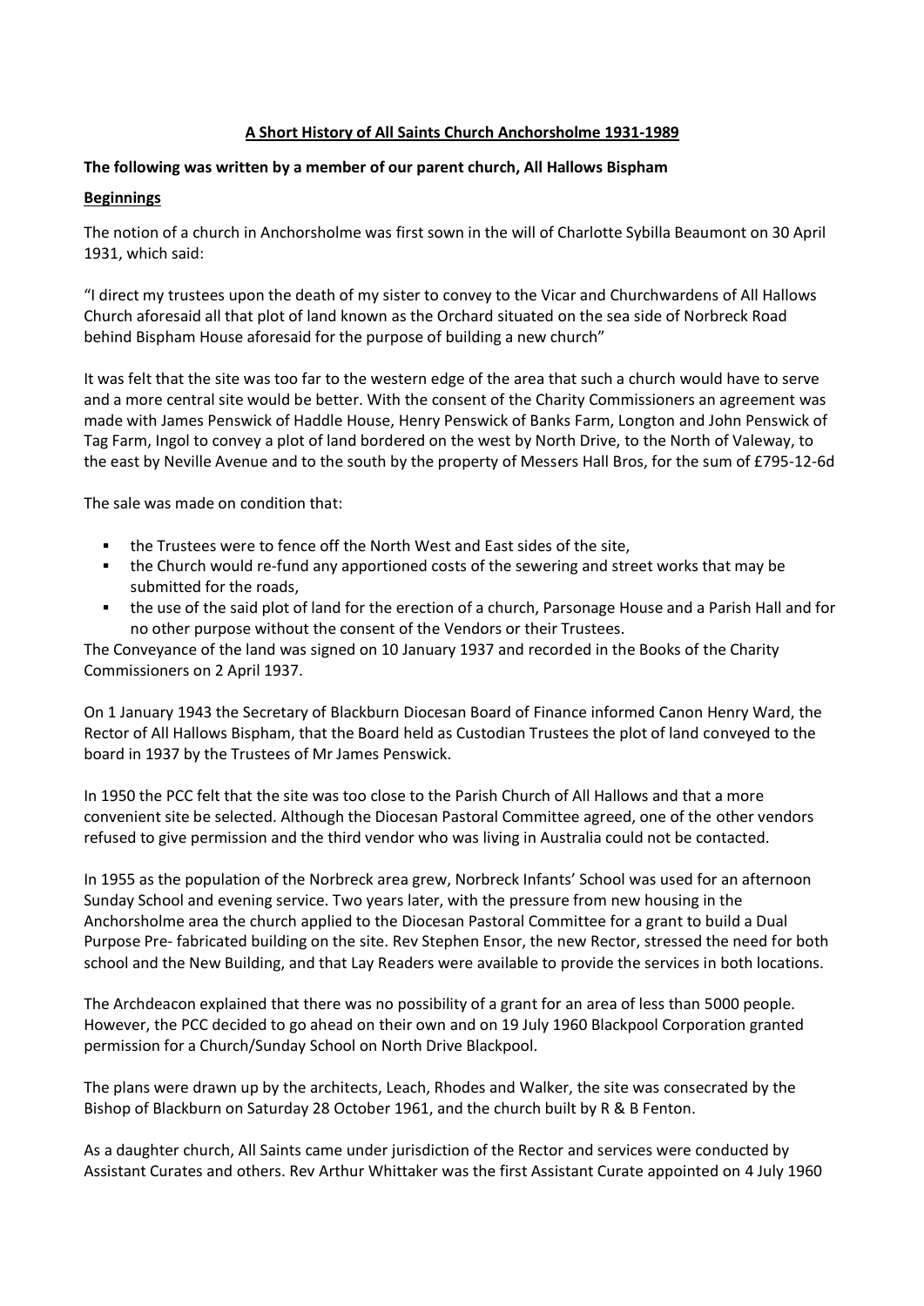# A Short History of All Saints Church Anchorsholme 1931-1989

**The following was written by a member of our parent church, All Hallows Bispham**

## Beginnings

The notion of a church in Anchorsholme was first sown in the will of Charlotte Sybilla Beaumont on 30 April 1931, which said:

"I direct my trustees upon the death of my sister to convey to the Vicar and Churchwardens of All Hallows Church aforesaid all that plot of land known as the Orchard situated on the sea side of Norbreck Road behind Bispham House aforesaid for the purpose of building a new church"

It was felt that the site was too far to the western edge of the area that such a church would have to serve and a more central site would be better. With the consent of the Charity Commissioners an agreement was made with James Penswick of Haddle House, Henry Penswick of Banks Farm, Longton and John Penswick of Tag Farm, Ingol to convey a plot of land bordered on the west by North Drive, to the North of Valeway, to the east by Neville Avenue and to the south by the property of Messers Hall Bros, for the sum of £795-12-6d

The sale was made on condition that:

- the Trustees were to fence off the North West and East sides of the site,
- the Church would re-fund any apportioned costs of the sewering and street works that may be submitted for the roads,
- the use of the said plot of land for the erection of a church, Parsonage House and a Parish Hall and for no other purpose without the consent of the Vendors or their Trustees.

The Conveyance of the land was signed on 10 January 1937 and recorded in the Books of the Charity Commissioners on 2 April 1937.

On 1 January 1943 the Secretary of Blackburn Diocesan Board of Finance informed Canon Henry Ward, the Rector of All Hallows Bispham, that the Board held as Custodian Trustees the plot of land conveyed to the board in 1937 by the Trustees of Mr James Penswick.

In 1950 the PCC felt that the site was too close to the Parish Church of All Hallows and that a more convenient site be selected. Although the Diocesan Pastoral Committee agreed, one of the other vendors refused to give permission and the third vendor who was living in Australia could not be contacted.

In 1955 as the population of the Norbreck area grew, Norbreck Infants' School was used for an afternoon Sunday School and evening service. Two years later, with the pressure from new housing in the Anchorsholme area the church applied to the Diocesan Pastoral Committee for a grant to build a Dual Purpose Pre- fabricated building on the site. Rev Stephen Ensor, the new Rector, stressed the need for both school and the New Building, and that Lay Readers were available to provide the services in both locations.

The Archdeacon explained that there was no possibility of a grant for an area of less than 5000 people. However, the PCC decided to go ahead on their own and on 19 July 1960 Blackpool Corporation granted permission for a Church/Sunday School on North Drive Blackpool.

The plans were drawn up by the architects, Leach, Rhodes and Walker, the site was consecrated by the Bishop of Blackburn on Saturday 28 October 1961, and the church built by R & B Fenton.

As a daughter church, All Saints came under jurisdiction of the Rector and services were conducted by Assistant Curates and others. Rev Arthur Whittaker was the first Assistant Curate appointed on 4 July 1960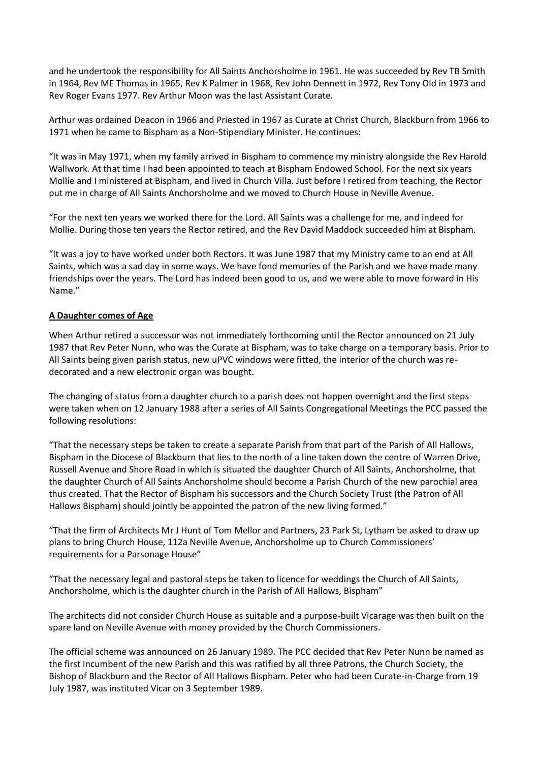and he undertook the responsibility for All Saints Anchorsholme in 1961. He was succeeded by Rev TB Smith in 1964, Rev ME Thomas in 1965, Rev K Palmer in 1968, Rev John Dennett in 1972, Rev Tony Old in 1973 and Rev Roger Evans 1977. Rev Arthur Moon was the last Assistant Curate.

Arthur was ordained Deacon in 1966 and Priested in 1967 as Curate at Christ Church, Blackburn from 1966 to 1971 when he came to Bispham as a Non-Stipendiary Minister. He continues:

"It was in May 1971, when my family arrived in Bispham to commence my ministry alongside the Rev Harold Wallwork. At that time I had been appointed to teach at Bispham Endowed School. For the next six years Mollie and I ministered at Bispham, and lived in Church Villa. Just before I retired from teaching, the Rector put me in charge of All Saints Anchorsholme and we moved to Church House in Neville Avenue.

"For the next ten years we worked there for the Lord. All Saints was a challenge for me, and indeed for Mollie. During those ten years the Rector retired, and the Rev David Maddock succeeded him at Bispham.

"It was a joy to have worked under both Rectors. It was June 1987 that my Ministry came to an end at All Saints, which was a sad day in some ways. We have fond memories of the Parish and we have made many friendships over the years. The Lord has indeed been good to us, and we were able to move forward in His Name."

**A Daughter comes of Age**

When Arthur retired a successor was not immediately forthcoming until the Rector announced on 21 July 1987 that Rev Peter Nunn, who was the Curate at Bispham, was to take charge on a temporary basis. Prior to All Saints being given parish status, new uPVC windows were fitted, the interior of the church was re-decorated and a new electronic organ was bought.

The changing of status from a daughter church to a parish does not happen overnight and the first steps were taken when on 12 January 1988 after a series of All Saints Congregational Meetings the PCC passed the following resolutions:

"That the necessary steps be taken to create a separate Parish from that part of the Parish of All Hallows, Bispham in the Diocese of Blackburn that lies to the north of a line taken down the centre of Warren Drive, Russell Avenue and Shore Road in which is situated the daughter Church of All Saints, Anchorsholme, that the daughter Church of All Saints Anchorsholme should become a Parish Church of the new parochial area thus created. That the Rector of Bispham his successors and the Church Society Trust (the Patron of All Hallows Bispham) should jointly be appointed the patron of the new living formed."

"That the firm of Architects Mr J Hunt of Tom Mellor and Partners, 23 Park St, Lytham be asked to draw up plans to bring Church House, 112a Neville Avenue, Anchorsholme up to Church Commissioners' requirements for a Parsonage House"

"That the necessary legal and pastoral steps be taken to licence for weddings the Church of All Saints, Anchorsholme, which is the daughter church in the Parish of All Hallows, Bispham"

The architects did not consider Church House as suitable and a purpose-built Vicarage was then built on the spare land on Neville Avenue with money provided by the Church Commissioners.

The official scheme was announced on 26 January 1989. The PCC decided that Rev Peter Nunn be named as the first Incumbent of the new Parish and this was ratified by all three Patrons, the Church Society, the Bishop of Blackburn and the Rector of All Hallows Bispham. Peter who had been Curate-in-Charge from 19 July 1987, was instituted Vicar on 3 September 1989.